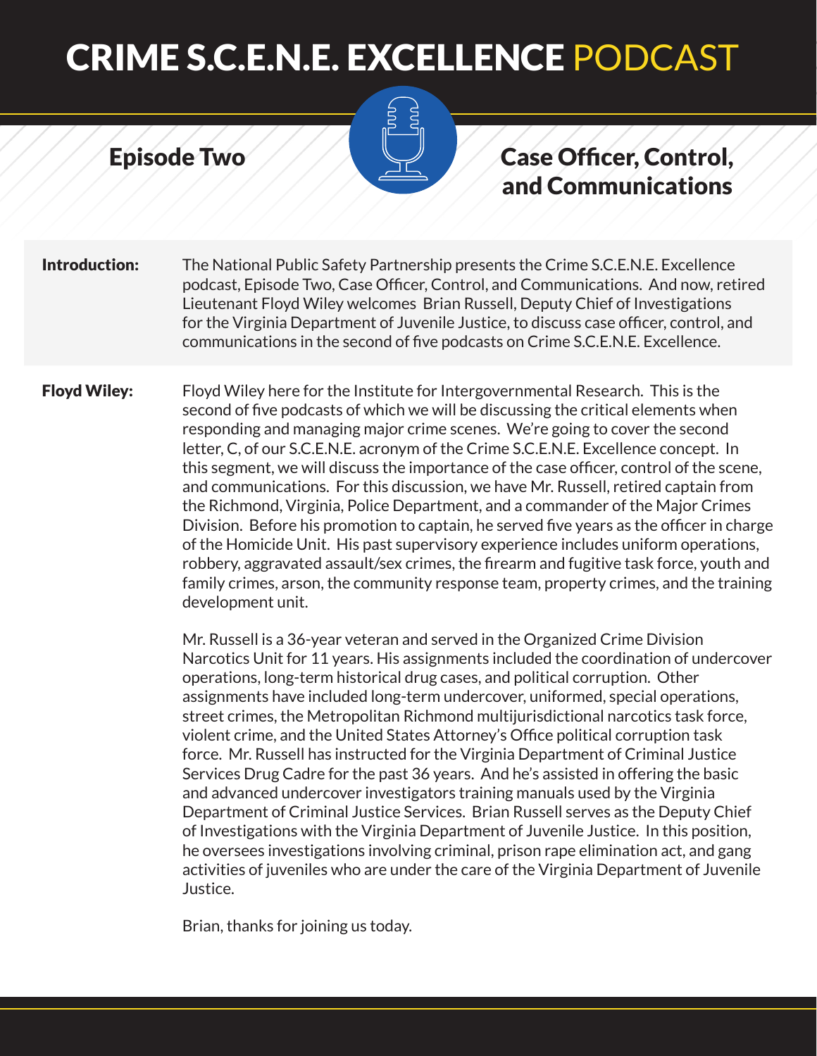# CRIME S.C.E.N.E. EXCELLENCE PODCAST

## Episode Two

## Case Officer, Control, and Communications

**Introduction:** The National Public Safety Partnership presents the Crime S.C.E.N.E. Excellence podcast, Episode Two, Case Officer, Control, and Communications. And now, retired Lieutenant Floyd Wiley welcomes Brian Russell, Deputy Chief of Investigations for the Virginia Department of Juvenile Justice, to discuss case officer, control, and communications in the second of five podcasts on Crime S.C.E.N.E. Excellence.

**Floyd Wiley:** Floyd Wiley here for the Institute for Intergovernmental Research. This is the second of five podcasts of which we will be discussing the critical elements when responding and managing major crime scenes. We're going to cover the second letter, C, of our S.C.E.N.E. acronym of the Crime S.C.E.N.E. Excellence concept. In this segment, we will discuss the importance of the case officer, control of the scene, and communications. For this discussion, we have Mr. Russell, retired captain from the Richmond, Virginia, Police Department, and a commander of the Major Crimes Division. Before his promotion to captain, he served five years as the officer in charge of the Homicide Unit. His past supervisory experience includes uniform operations, robbery, aggravated assault/sex crimes, the firearm and fugitive task force, youth and family crimes, arson, the community response team, property crimes, and the training development unit.

Mr. Russell is a 36-year veteran and served in the Organized Crime Division Narcotics Unit for 11 years. His assignments included the coordination of undercover operations, long-term historical drug cases, and political corruption. Other assignments have included long-term undercover, uniformed, special operations, street crimes, the Metropolitan Richmond multijurisdictional narcotics task force, violent crime, and the United States Attorney's Office political corruption task force. Mr. Russell has instructed for the Virginia Department of Criminal Justice Services Drug Cadre for the past 36 years. And he's assisted in offering the basic and advanced undercover investigators training manuals used by the Virginia Department of Criminal Justice Services. Brian Russell serves as the Deputy Chief of Investigations with the Virginia Department of Juvenile Justice. In this position, he oversees investigations involving criminal, prison rape elimination act, and gang activities of juveniles who are under the care of the Virginia Department of Juvenile Justice.

Brian, thanks for joining us today.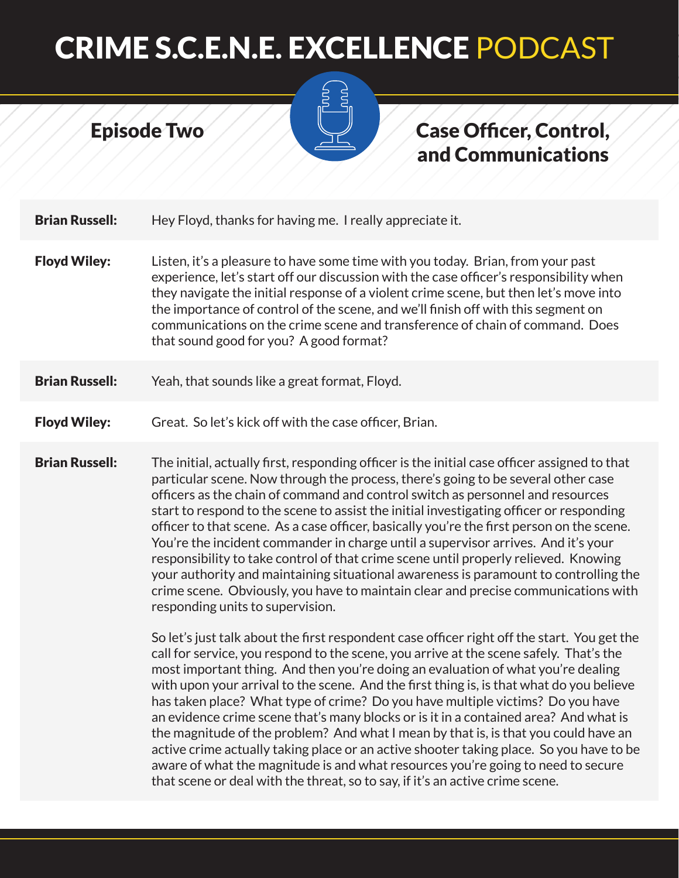# CRIME S.C.E.N.E. EXCELLENCE PODCAST

## Episode Two

## Case Officer, Control, and Communications

**Brian Russell:** Hey Floyd, thanks for having me. I really appreciate it.

**Floyd Wiley:** Listen, it's a pleasure to have some time with you today. Brian, from your past experience, let's start off our discussion with the case officer's responsibility when they navigate the initial response of a violent crime scene, but then let's move into the importance of control of the scene, and we'll finish off with this segment on communications on the crime scene and transference of chain of command. Does that sound good for you? A good format?

**Brian Russell:** Yeah, that sounds like a great format, Floyd.

**Floyd Wiley:** Great. So let's kick off with the case officer, Brian.

**Brian Russell:** The initial, actually first, responding officer is the initial case officer assigned to that particular scene. Now through the process, there's going to be several other case officers as the chain of command and control switch as personnel and resources start to respond to the scene to assist the initial investigating officer or responding officer to that scene. As a case officer, basically you're the first person on the scene. You're the incident commander in charge until a supervisor arrives. And it's your responsibility to take control of that crime scene until properly relieved. Knowing your authority and maintaining situational awareness is paramount to controlling the crime scene. Obviously, you have to maintain clear and precise communications with responding units to supervision.

So let's just talk about the first respondent case officer right off the start. You get the call for service, you respond to the scene, you arrive at the scene safely. That's the most important thing. And then you're doing an evaluation of what you're dealing with upon your arrival to the scene. And the first thing is, is that what do you believe has taken place? What type of crime? Do you have multiple victims? Do you have an evidence crime scene that's many blocks or is it in a contained area? And what is the magnitude of the problem? And what I mean by that is, is that you could have an active crime actually taking place or an active shooter taking place. So you have to be aware of what the magnitude is and what resources you're going to need to secure that scene or deal with the threat, so to say, if it's an active crime scene.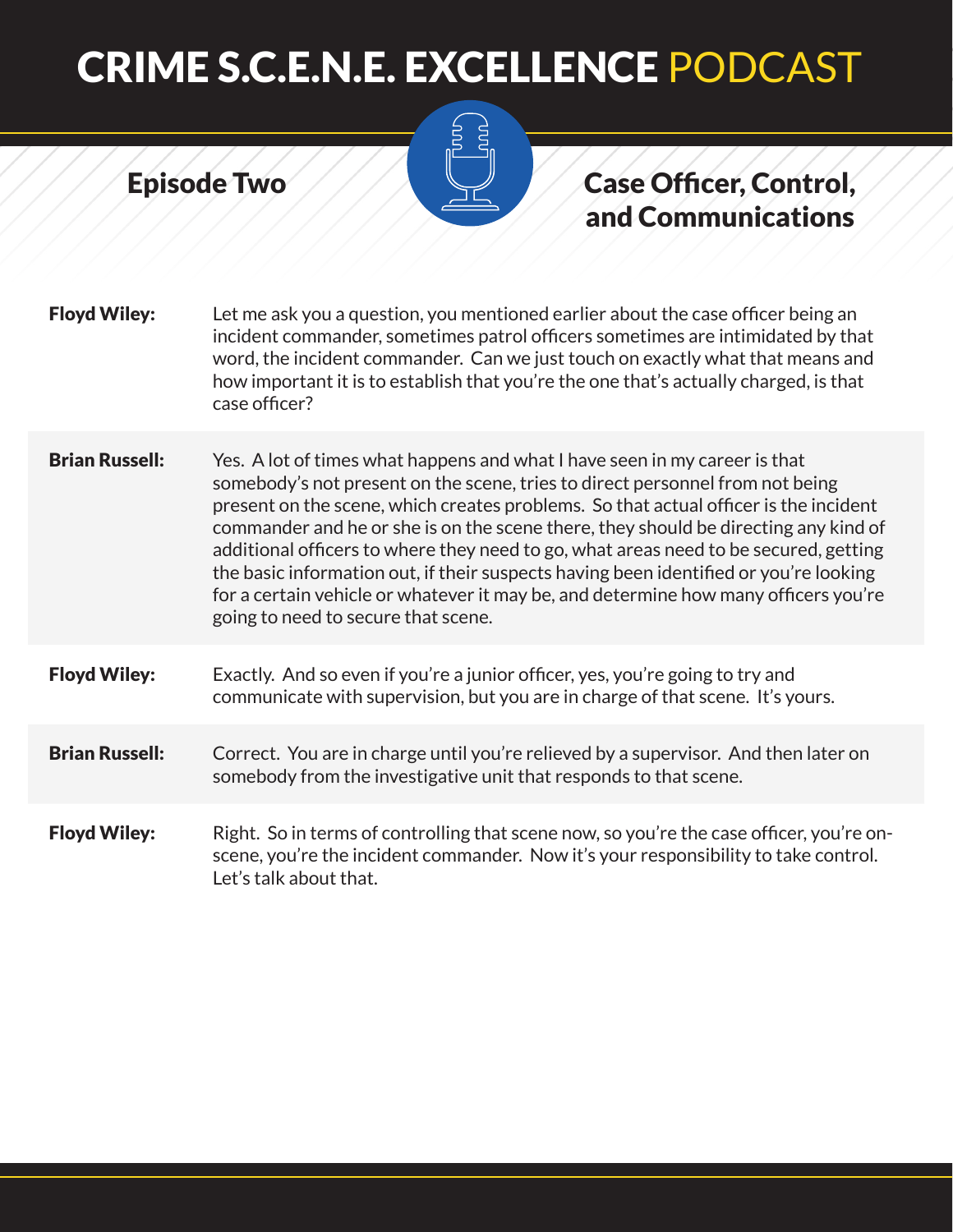# CRIME S.C.E.N.E. EXCELLENCE PODCAST

## Episode Two

## Case Officer, Control, and Communications

**Floyd Wiley:** Let me ask you a question, you mentioned earlier about the case officer being an incident commander, sometimes patrol officers sometimes are intimidated by that word, the incident commander. Can we just touch on exactly what that means and how important it is to establish that you're the one that's actually charged, is that case officer?

**Brian Russell:** Yes. A lot of times what happens and what I have seen in my career is that somebody's not present on the scene, tries to direct personnel from not being present on the scene, which creates problems. So that actual officer is the incident commander and he or she is on the scene there, they should be directing any kind of additional officers to where they need to go, what areas need to be secured, getting the basic information out, if their suspects having been identified or you're looking for a certain vehicle or whatever it may be, and determine how many officers you're going to need to secure that scene.

**Floyd Wiley:** Exactly. And so even if you're a junior officer, yes, you're going to try and communicate with supervision, but you are in charge of that scene. It's yours.

**Brian Russell:** Correct. You are in charge until you're relieved by a supervisor. And then later on somebody from the investigative unit that responds to that scene.

**Floyd Wiley:** Right. So in terms of controlling that scene now, so you're the case officer, you're on-scene, you're the incident commander. Now it's your responsibility to take control. Let's talk about that.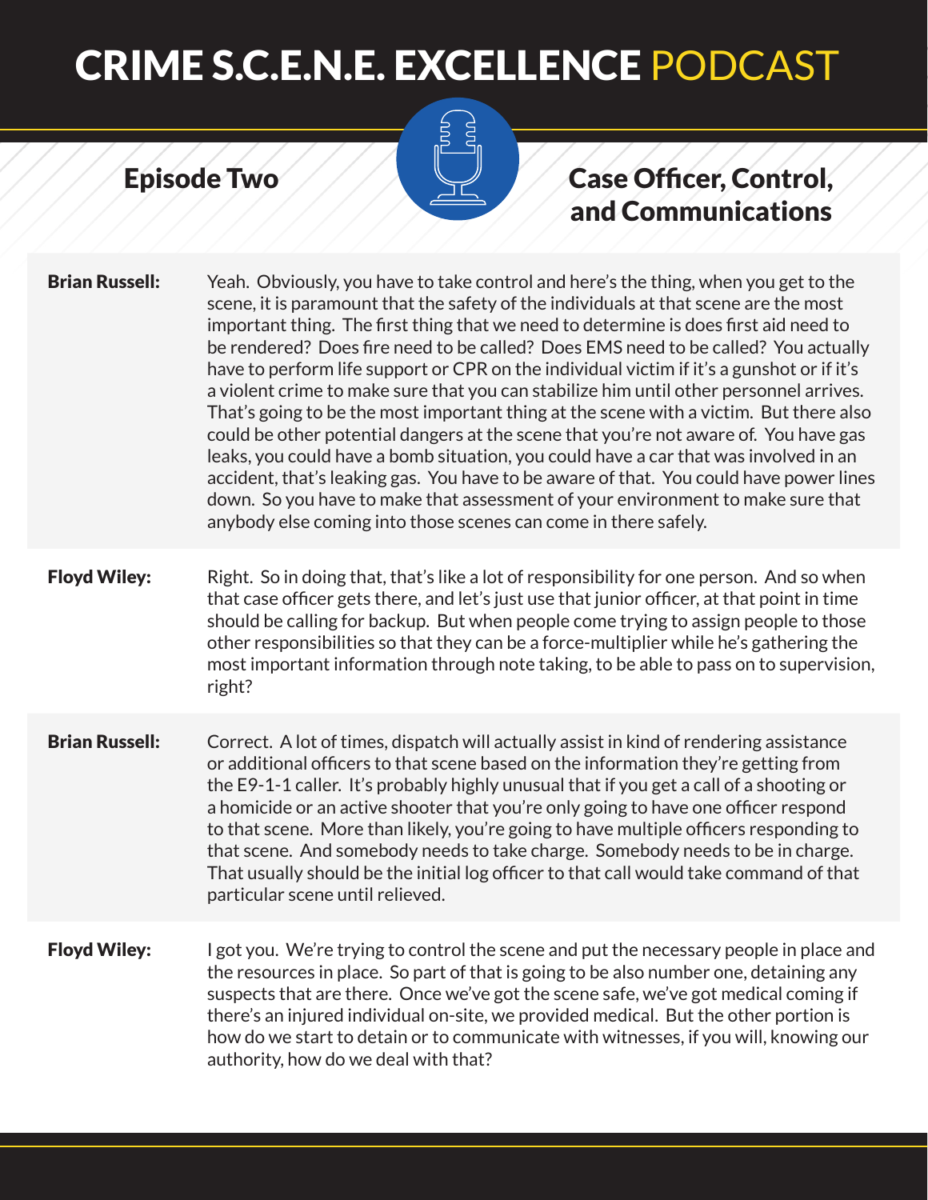**Brian Russell:** Yeah. Obviously, you have to take control and here's the thing, when you get to the scene, it is paramount that the safety of the individuals at that scene are the most important thing. The first thing that we need to determine is does first aid need to be rendered? Does fire need to be called? Does EMS need to be called? You actually have to perform life support or CPR on the individual victim if it's a gunshot or if it's a violent crime to make sure that you can stabilize him until other personnel arrives. That's going to be the most important thing at the scene with a victim. But there also could be other potential dangers at the scene that you're not aware of. You have gas leaks, you could have a bomb situation, you could have a car that was involved in an accident, that's leaking gas. You have to be aware of that. You could have power lines down. So you have to make that assessment of your environment to make sure that anybody else coming into those scenes can come in there safely.

**Floyd Wiley:** Right. So in doing that, that's like a lot of responsibility for one person. And so when that case officer gets there, and let's just use that junior officer, at that point in time should be calling for backup. But when people come trying to assign people to those other responsibilities so that they can be a force-multiplier while he's gathering the most important information through note taking, to be able to pass on to supervision, right?

**Brian Russell:** Correct. A lot of times, dispatch will actually assist in kind of rendering assistance or additional officers to that scene based on the information they're getting from the E9-1-1 caller. It's probably highly unusual that if you get a call of a shooting or a homicide or an active shooter that you're only going to have one officer respond to that scene. More than likely, you're going to have multiple officers responding to that scene. And somebody needs to take charge. Somebody needs to be in charge. That usually should be the initial log officer to that call would take command of that particular scene until relieved.

**Floyd Wiley:** I got you. We're trying to control the scene and put the necessary people in place and the resources in place. So part of that is going to be also number one, detaining any suspects that are there. Once we've got the scene safe, we've got medical coming if there's an injured individual on-site, we provided medical. But the other portion is how do we start to detain or to communicate with witnesses, if you will, knowing our authority, how do we deal with that?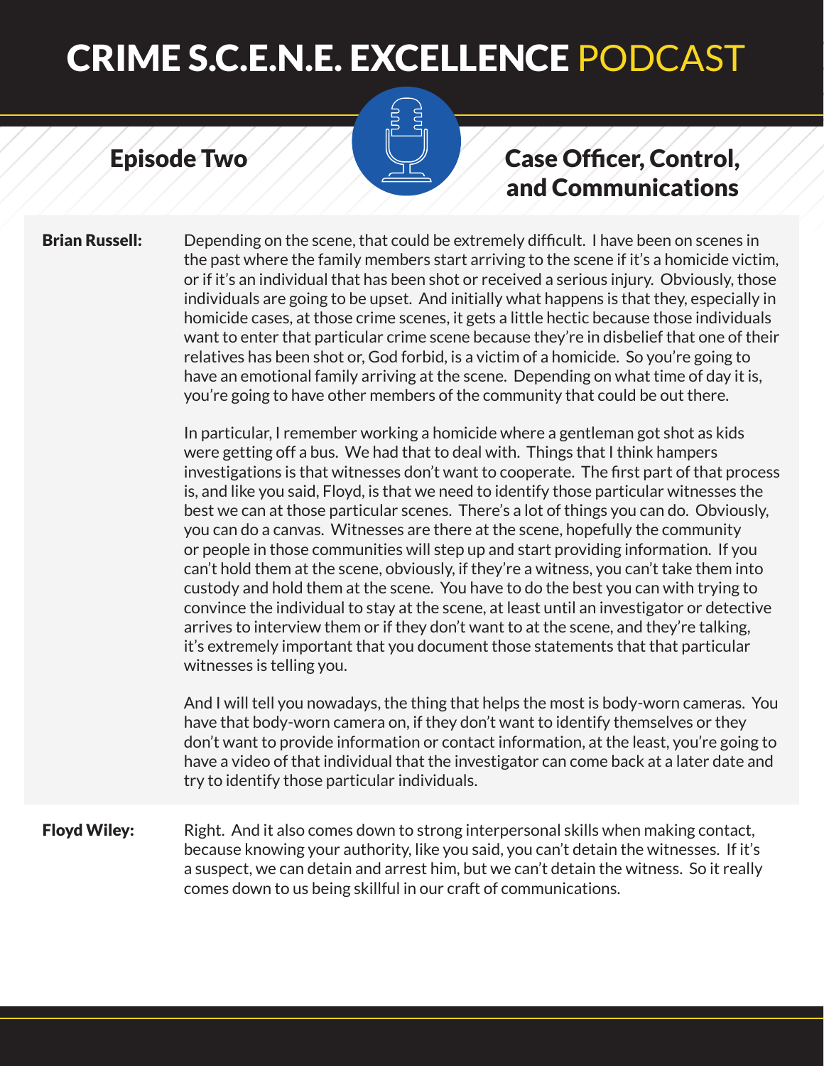**Brian Russell:** Depending on the scene, that could be extremely difficult. I have been on scenes in the past where the family members start arriving to the scene if it's a homicide victim, or if it's an individual that has been shot or received a serious injury. Obviously, those individuals are going to be upset. And initially what happens is that they, especially in homicide cases, at those crime scenes, it gets a little hectic because those individuals want to enter that particular crime scene because they're in disbelief that one of their relatives has been shot or, God forbid, is a victim of a homicide. So you're going to have an emotional family arriving at the scene. Depending on what time of day it is, you're going to have other members of the community that could be out there.

In particular, I remember working a homicide where a gentleman got shot as kids were getting off a bus. We had that to deal with. Things that I think hampers investigations is that witnesses don't want to cooperate. The first part of that process is, and like you said, Floyd, is that we need to identify those particular witnesses the best we can at those particular scenes. There's a lot of things you can do. Obviously, you can do a canvas. Witnesses are there at the scene, hopefully the community or people in those communities will step up and start providing information. If you can't hold them at the scene, obviously, if they're a witness, you can't take them into custody and hold them at the scene. You have to do the best you can with trying to convince the individual to stay at the scene, at least until an investigator or detective arrives to interview them or if they don't want to at the scene, and they're talking, it's extremely important that you document those statements that that particular witnesses is telling you.

And I will tell you nowadays, the thing that helps the most is body-worn cameras. You have that body-worn camera on, if they don't want to identify themselves or they don't want to provide information or contact information, at the least, you're going to have a video of that individual that the investigator can come back at a later date and try to identify those particular individuals.

**Floyd Wiley:** Right. And it also comes down to strong interpersonal skills when making contact, because knowing your authority, like you said, you can't detain the witnesses. If it's a suspect, we can detain and arrest him, but we can't detain the witness. So it really comes down to us being skillful in our craft of communications.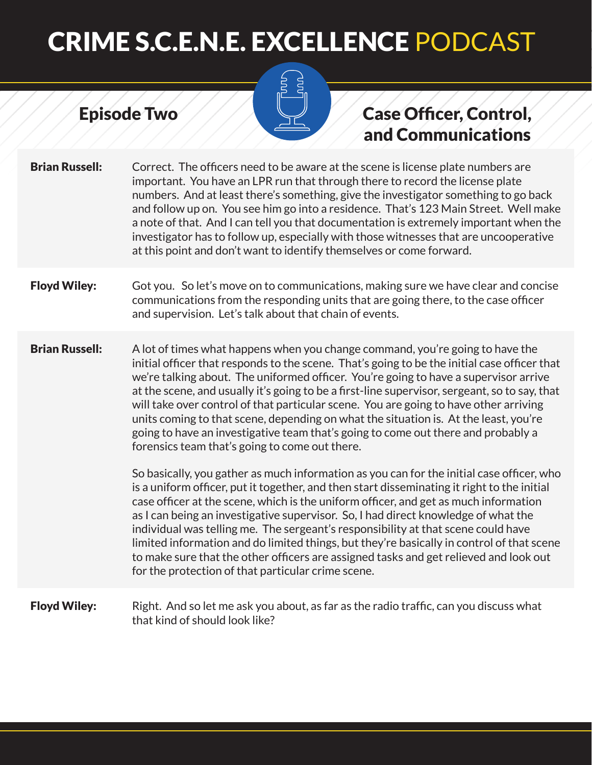**Brian Russell:** Correct. The officers need to be aware at the scene is license plate numbers are important. You have an LPR run that through there to record the license plate numbers. And at least there's something, give the investigator something to go back and follow up on. You see him go into a residence. That's 123 Main Street. Well make a note of that. And I can tell you that documentation is extremely important when the investigator has to follow up, especially with those witnesses that are uncooperative at this point and don't want to identify themselves or come forward.

**Floyd Wiley:** Got you. So let's move on to communications, making sure we have clear and concise communications from the responding units that are going there, to the case officer and supervision. Let's talk about that chain of events.

**Brian Russell:** A lot of times what happens when you change command, you're going to have the initial officer that responds to the scene. That's going to be the initial case officer that we're talking about. The uniformed officer. You're going to have a supervisor arrive at the scene, and usually it's going to be a first-line supervisor, sergeant, so to say, that will take over control of that particular scene. You are going to have other arriving units coming to that scene, depending on what the situation is. At the least, you're going to have an investigative team that's going to come out there and probably a forensics team that's going to come out there.

So basically, you gather as much information as you can for the initial case officer, who is a uniform officer, put it together, and then start disseminating it right to the initial case officer at the scene, which is the uniform officer, and get as much information as I can being an investigative supervisor. So, I had direct knowledge of what the individual was telling me. The sergeant's responsibility at that scene could have limited information and do limited things, but they're basically in control of that scene to make sure that the other officers are assigned tasks and get relieved and look out for the protection of that particular crime scene.

**Floyd Wiley:** Right. And so let me ask you about, as far as the radio traffic, can you discuss what that kind of should look like?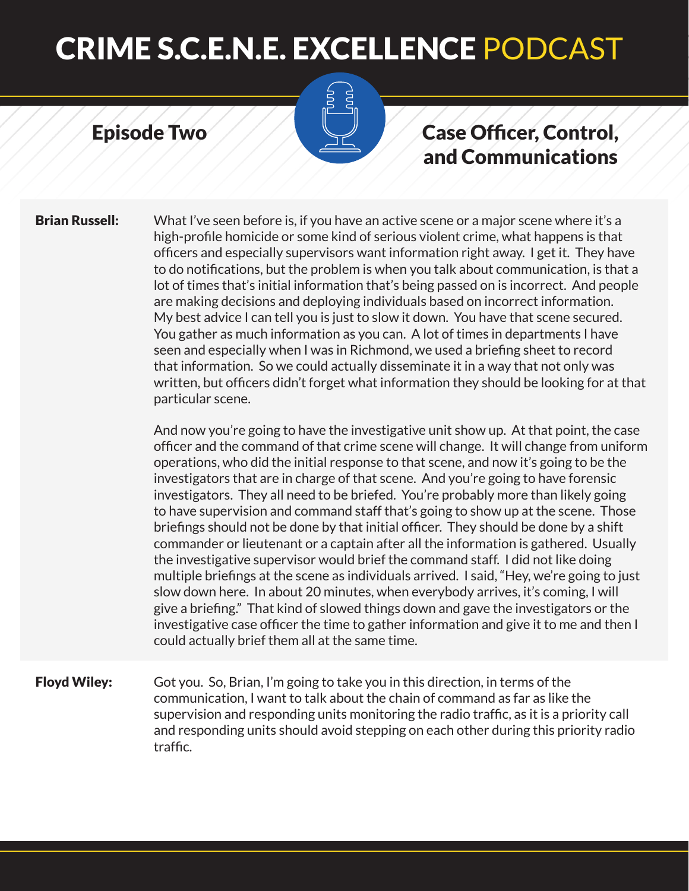**Brian Russell:** What I've seen before is, if you have an active scene or a major scene where it's a high-profile homicide or some kind of serious violent crime, what happens is that officers and especially supervisors want information right away. I get it. They have to do notifications, but the problem is when you talk about communication, is that a lot of times that's initial information that's being passed on is incorrect. And people are making decisions and deploying individuals based on incorrect information. My best advice I can tell you is just to slow it down. You have that scene secured. You gather as much information as you can. A lot of times in departments I have seen and especially when I was in Richmond, we used a briefing sheet to record that information. So we could actually disseminate it in a way that not only was written, but officers didn't forget what information they should be looking for at that particular scene.

And now you're going to have the investigative unit show up. At that point, the case officer and the command of that crime scene will change. It will change from uniform operations, who did the initial response to that scene, and now it's going to be the investigators that are in charge of that scene. And you're going to have forensic investigators. They all need to be briefed. You're probably more than likely going to have supervision and command staff that's going to show up at the scene. Those briefings should not be done by that initial officer. They should be done by a shift commander or lieutenant or a captain after all the information is gathered. Usually the investigative supervisor would brief the command staff. I did not like doing multiple briefings at the scene as individuals arrived. I said, "Hey, we're going to just slow down here. In about 20 minutes, when everybody arrives, it's coming, I will give a briefing." That kind of slowed things down and gave the investigators or the investigative case officer the time to gather information and give it to me and then I could actually brief them all at the same time.

**Floyd Wiley:** Got you. So, Brian, I'm going to take you in this direction, in terms of the communication, I want to talk about the chain of command as far as like the supervision and responding units monitoring the radio traffic, as it is a priority call and responding units should avoid stepping on each other during this priority radio traffic.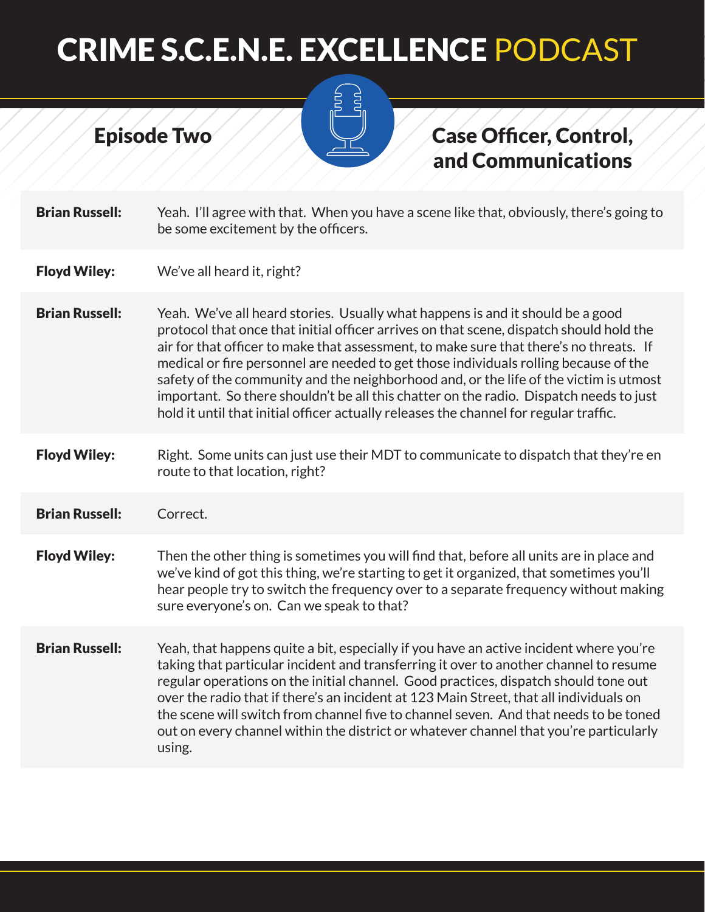| | |
|---|---|
| **Brian Russell:** | Yeah. I'll agree with that. When you have a scene like that, obviously, there's going to be some excitement by the officers. |
| **Floyd Wiley:** | We've all heard it, right? |
| **Brian Russell:** | Yeah. We've all heard stories. Usually what happens is and it should be a good protocol that once that initial officer arrives on that scene, dispatch should hold the air for that officer to make that assessment, to make sure that there's no threats. If medical or fire personnel are needed to get those individuals rolling because of the safety of the community and the neighborhood and, or the life of the victim is utmost important. So there shouldn't be all this chatter on the radio. Dispatch needs to just hold it until that initial officer actually releases the channel for regular traffic. |
| **Floyd Wiley:** | Right. Some units can just use their MDT to communicate to dispatch that they're en route to that location, right? |
| **Brian Russell:** | Correct. |
| **Floyd Wiley:** | Then the other thing is sometimes you will find that, before all units are in place and we've kind of got this thing, we're starting to get it organized, that sometimes you'll hear people try to switch the frequency over to a separate frequency without making sure everyone's on. Can we speak to that? |
| **Brian Russell:** | Yeah, that happens quite a bit, especially if you have an active incident where you're taking that particular incident and transferring it over to another channel to resume regular operations on the initial channel. Good practices, dispatch should tone out over the radio that if there's an incident at 123 Main Street, that all individuals on the scene will switch from channel five to channel seven. And that needs to be toned out on every channel within the district or whatever channel that you're particularly using. |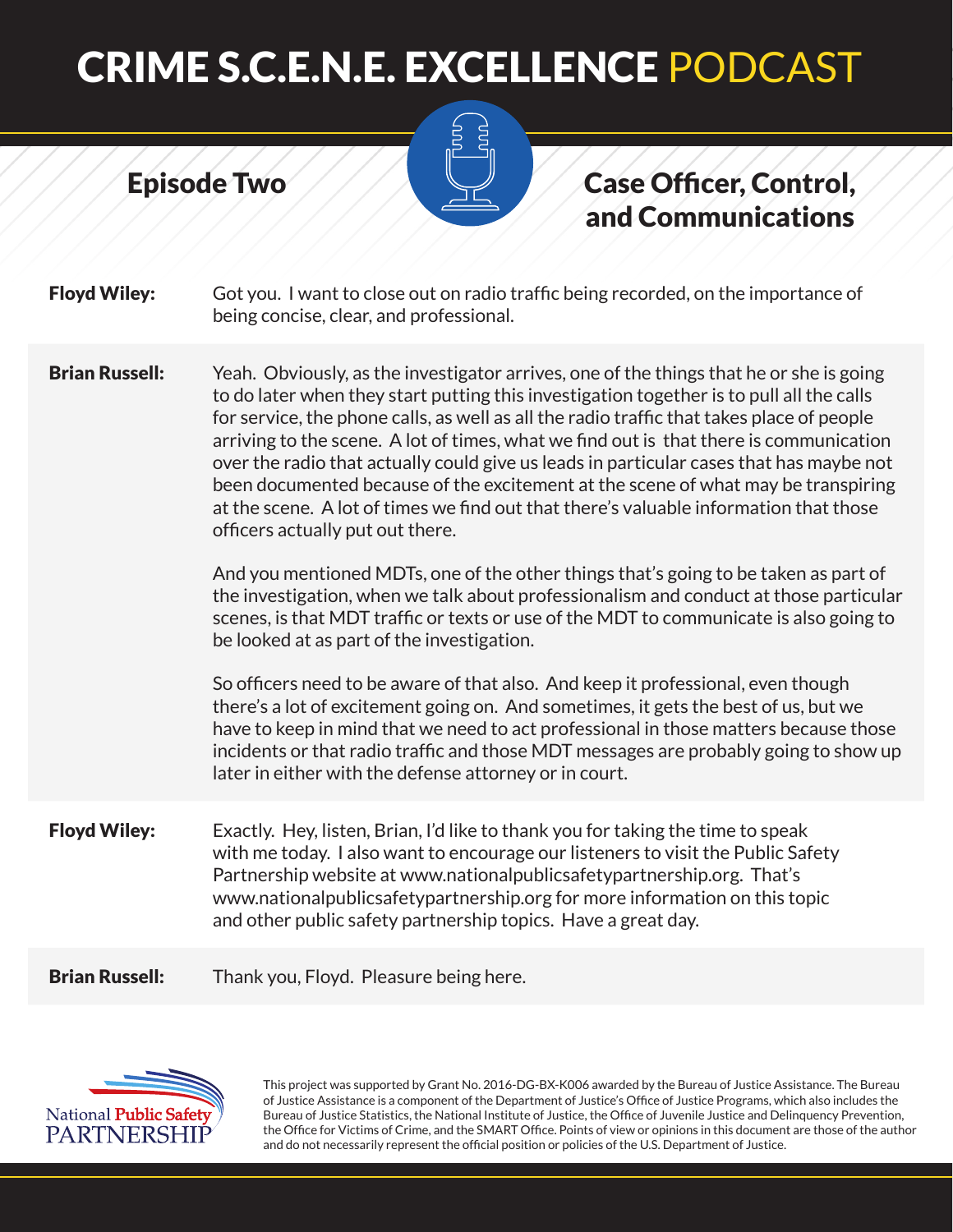# CRIME S.C.E.N.E. EXCELLENCE PODCAST

## Episode Two

## Case Officer, Control, and Communications

**Floyd Wiley:** Got you. I want to close out on radio traffic being recorded, on the importance of being concise, clear, and professional.

**Brian Russell:** Yeah. Obviously, as the investigator arrives, one of the things that he or she is going to do later when they start putting this investigation together is to pull all the calls for service, the phone calls, as well as all the radio traffic that takes place of people arriving to the scene. A lot of times, what we find out is that there is communication over the radio that actually could give us leads in particular cases that has maybe not been documented because of the excitement at the scene of what may be transpiring at the scene. A lot of times we find out that there's valuable information that those officers actually put out there.

And you mentioned MDTs, one of the other things that's going to be taken as part of the investigation, when we talk about professionalism and conduct at those particular scenes, is that MDT traffic or texts or use of the MDT to communicate is also going to be looked at as part of the investigation.

So officers need to be aware of that also. And keep it professional, even though there's a lot of excitement going on. And sometimes, it gets the best of us, but we have to keep in mind that we need to act professional in those matters because those incidents or that radio traffic and those MDT messages are probably going to show up later in either with the defense attorney or in court.

**Floyd Wiley:** Exactly. Hey, listen, Brian, I'd like to thank you for taking the time to speak with me today. I also want to encourage our listeners to visit the Public Safety Partnership website at www.nationalpublicsafetypartnership.org. That's www.nationalpublicsafetypartnership.org for more information on this topic and other public safety partnership topics. Have a great day.

**Brian Russell:** Thank you, Floyd. Pleasure being here.

National Public Safety PARTNERSHIP

This project was supported by Grant No. 2016-DG-BX-K006 awarded by the Bureau of Justice Assistance. The Bureau of Justice Assistance is a component of the Department of Justice's Office of Justice Programs, which also includes the Bureau of Justice Statistics, the National Institute of Justice, the Office of Juvenile Justice and Delinquency Prevention, the Office for Victims of Crime, and the SMART Office. Points of view or opinions in this document are those of the author and do not necessarily represent the official position or policies of the U.S. Department of Justice.